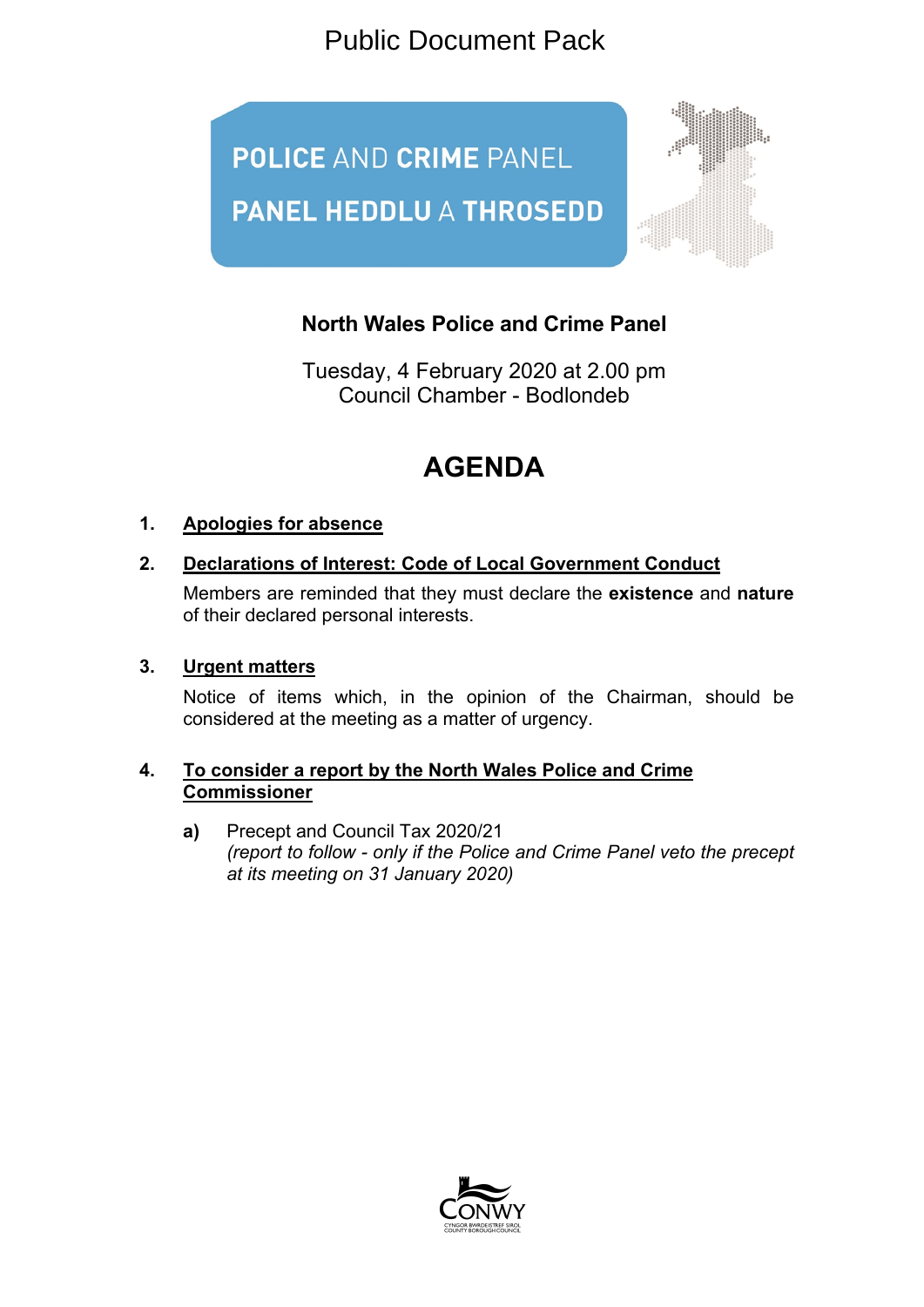Public Document Pack

**POLICE AND CRIME PANEL**

**PANEL HEDDLU A THROSEDD**

# North Wales Police and Crime Panel

Tuesday, 4 February 2020 at 2.00 pm
Council Chamber - Bodlondeb

# AGENDA

**1. Apologies for absence**

**2. Declarations of Interest: Code of Local Government Conduct**

Members are reminded that they must declare the **existence** and **nature** of their declared personal interests.

**3. Urgent matters**

Notice of items which, in the opinion of the Chairman, should be considered at the meeting as a matter of urgency.

**4. To consider a report by the North Wales Police and Crime Commissioner**

**a)** Precept and Council Tax 2020/21
*(report to follow - only if the Police and Crime Panel veto the precept at its meeting on 31 January 2020)*

CONWY
CYNGOR BWRDEISTREF SIROL
COUNTY BOROUGH COUNCIL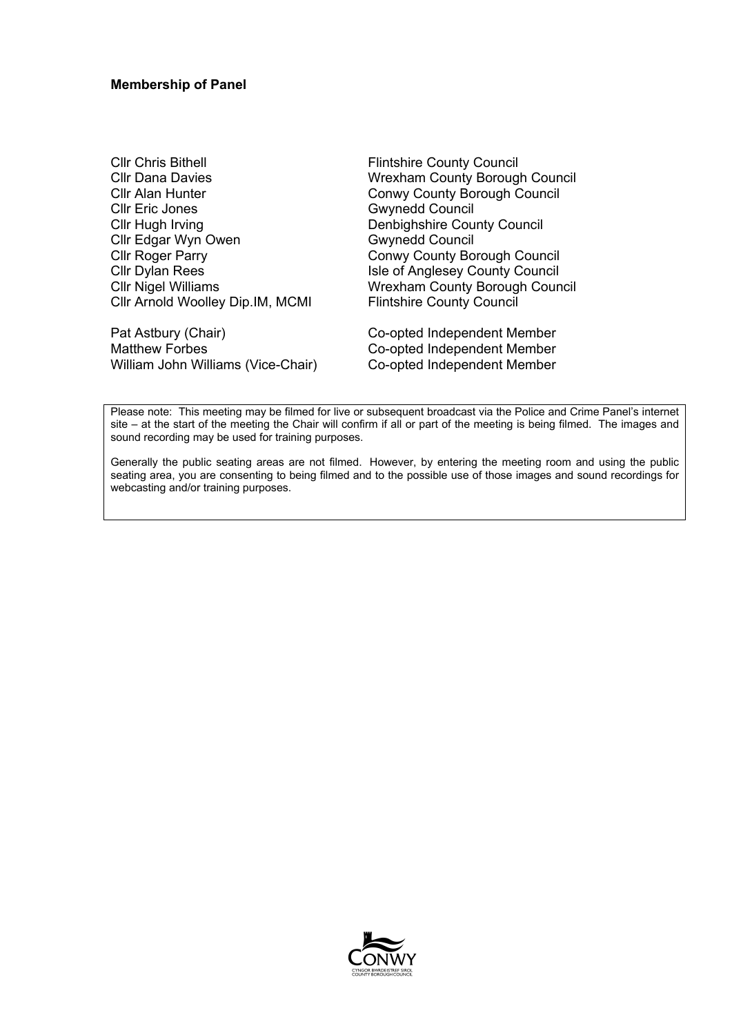**Membership of Panel**

| | |
|---|---|
| Cllr Chris Bithell | Flintshire County Council |
| Cllr Dana Davies | Wrexham County Borough Council |
| Cllr Alan Hunter | Conwy County Borough Council |
| Cllr Eric Jones | Gwynedd Council |
| Cllr Hugh Irving | Denbighshire County Council |
| Cllr Edgar Wyn Owen | Gwynedd Council |
| Cllr Roger Parry | Conwy County Borough Council |
| Cllr Dylan Rees | Isle of Anglesey County Council |
| Cllr Nigel Williams | Wrexham County Borough Council |
| Cllr Arnold Woolley Dip.IM, MCMI | Flintshire County Council |
| Pat Astbury (Chair) | Co-opted Independent Member |
| Matthew Forbes | Co-opted Independent Member |
| William John Williams (Vice-Chair) | Co-opted Independent Member |

Please note: This meeting may be filmed for live or subsequent broadcast via the Police and Crime Panel's internet site – at the start of the meeting the Chair will confirm if all or part of the meeting is being filmed. The images and sound recording may be used for training purposes.

Generally the public seating areas are not filmed. However, by entering the meeting room and using the public seating area, you are consenting to being filmed and to the possible use of those images and sound recordings for webcasting and/or training purposes.

CONWY
CYNGOR BWRDEISTREF SIROL
COUNTY BOROUGH COUNCIL